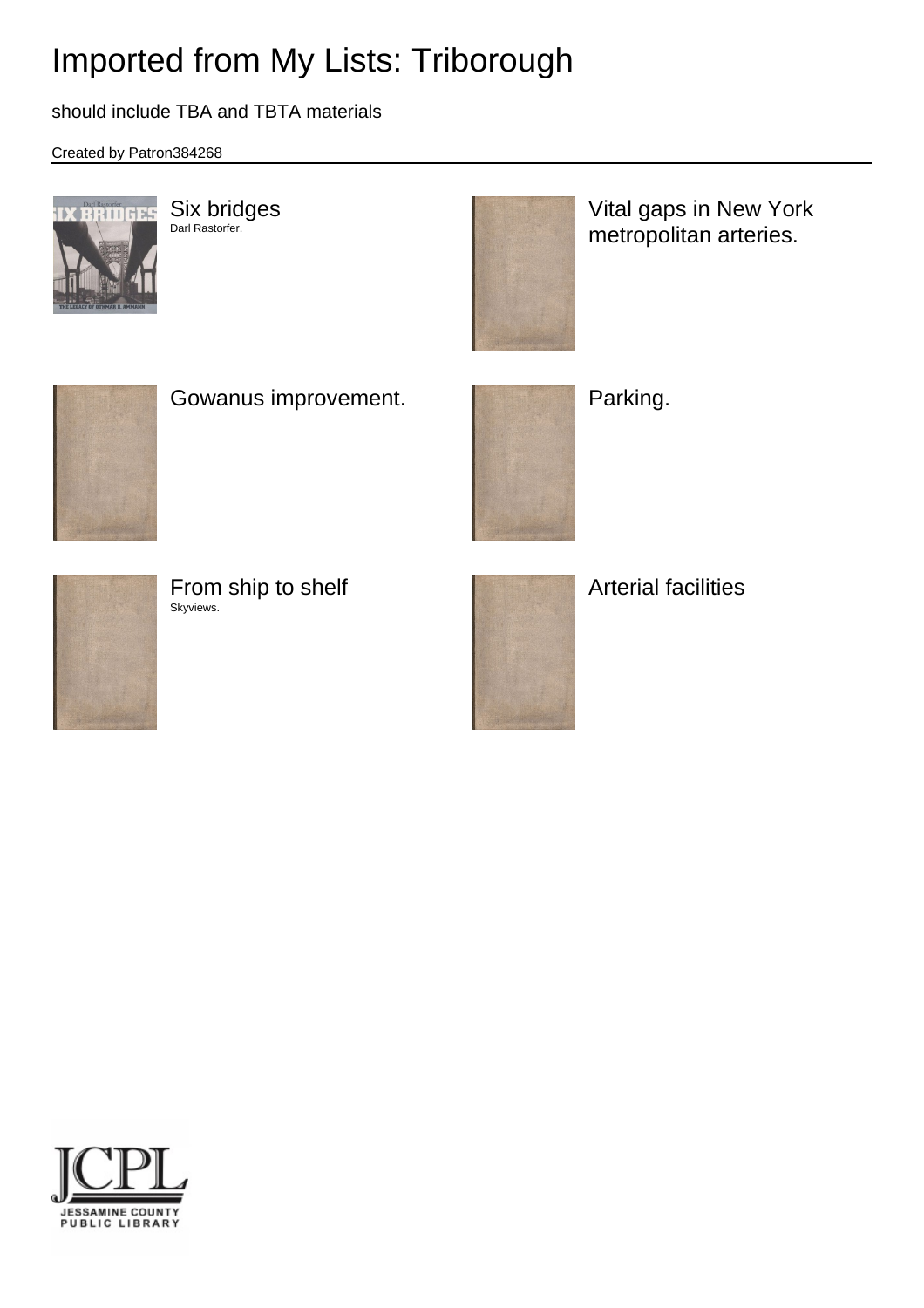# Imported from My Lists: Triborough

should include TBA and TBTA materials

Created by Patron384268

Six bridges
Darl Rastorfer.

Vital gaps in New York metropolitan arteries.

Gowanus improvement.

Parking.

From ship to shelf
Skyviews.

Arterial facilities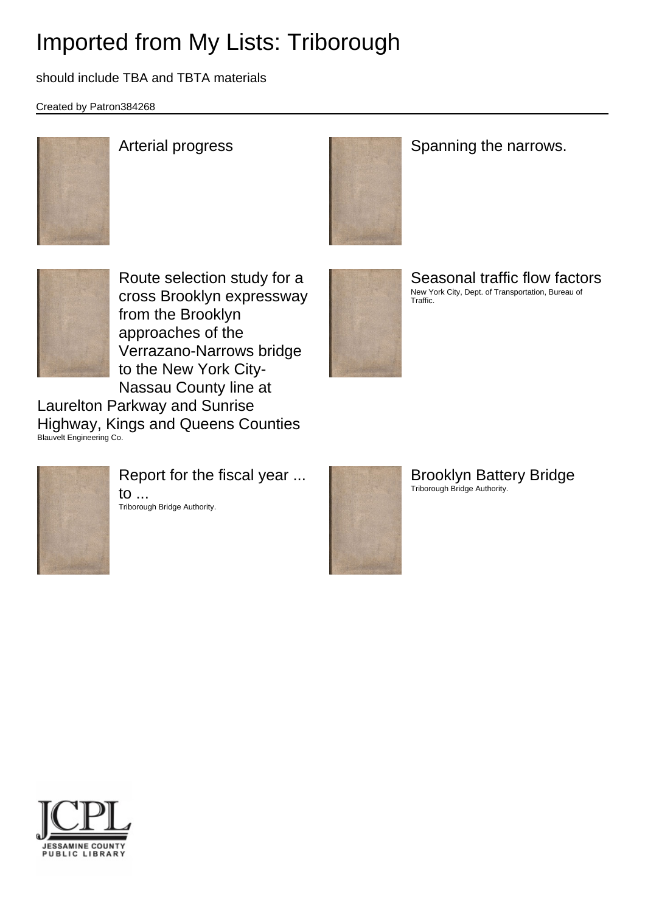# Imported from My Lists: Triborough

should include TBA and TBTA materials

Created by Patron384268

Arterial progress

Spanning the narrows.

Route selection study for a cross Brooklyn expressway from the Brooklyn approaches of the Verrazano-Narrows bridge to the New York City-Nassau County line at Laurelton Parkway and Sunrise Highway, Kings and Queens Counties
Blauvelt Engineering Co.

Seasonal traffic flow factors
New York City, Dept. of Transportation, Bureau of Traffic.

Report for the fiscal year ... to ...
Triborough Bridge Authority.

Brooklyn Battery Bridge
Triborough Bridge Authority.

JCPL
JESSAMINE COUNTY PUBLIC LIBRARY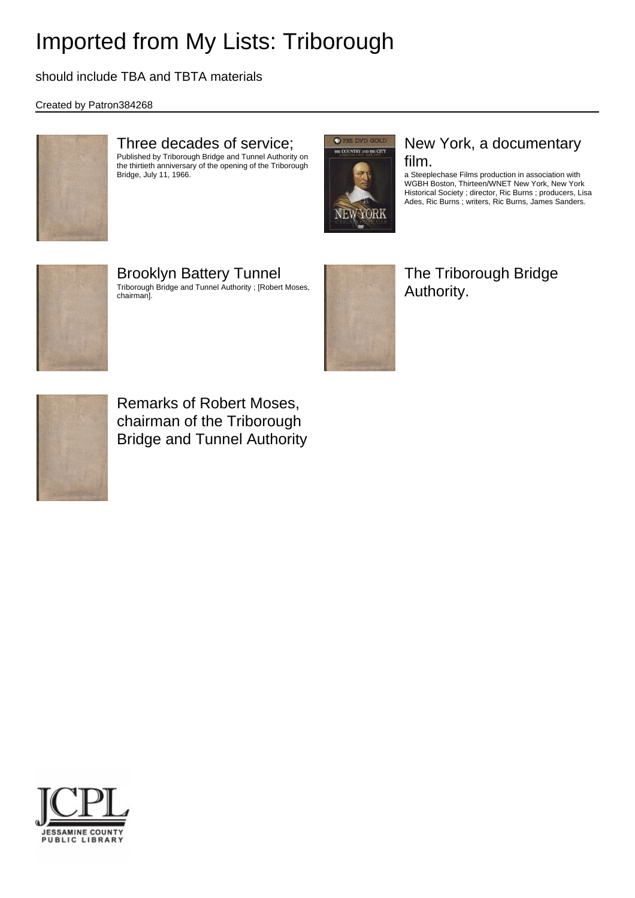# Imported from My Lists: Triborough

should include TBA and TBTA materials

Created by Patron384268

## Three decades of service;

Published by Triborough Bridge and Tunnel Authority on the thirtieth anniversary of the opening of the Triborough Bridge, July 11, 1966.

## New York, a documentary film.

a Steeplechase Films production in association with WGBH Boston, Thirteen/WNET New York, New York Historical Society ; director, Ric Burns ; producers, Lisa Ades, Ric Burns ; writers, Ric Burns, James Sanders.

## Brooklyn Battery Tunnel

Triborough Bridge and Tunnel Authority ; [Robert Moses, chairman].

## The Triborough Bridge Authority.

## Remarks of Robert Moses, chairman of the Triborough Bridge and Tunnel Authority

JCPL
JESSAMINE COUNTY PUBLIC LIBRARY